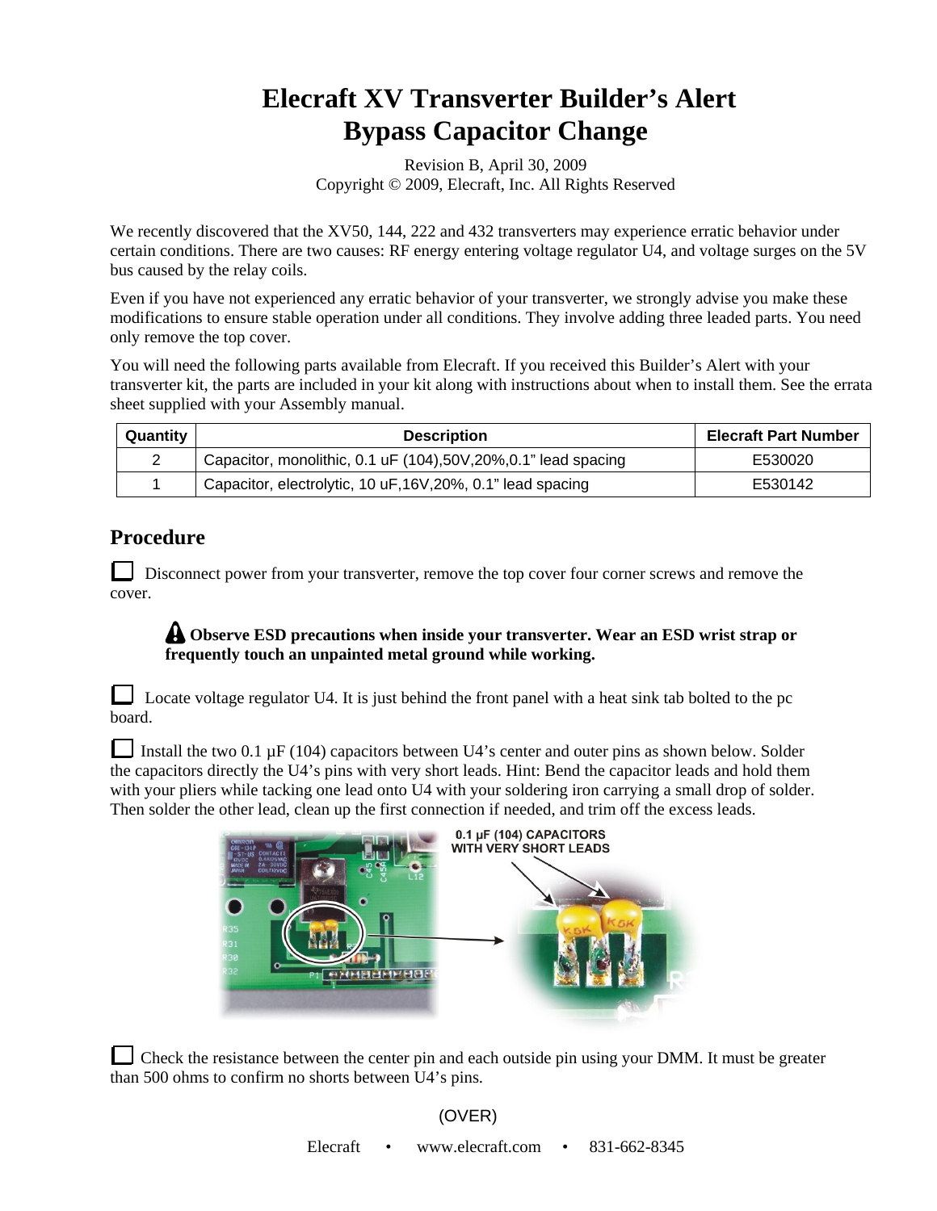# Elecraft XV Transverter Builder's Alert
# Bypass Capacitor Change

Revision B, April 30, 2009
Copyright © 2009, Elecraft, Inc. All Rights Reserved

We recently discovered that the XV50, 144, 222 and 432 transverters may experience erratic behavior under certain conditions. There are two causes: RF energy entering voltage regulator U4, and voltage surges on the 5V bus caused by the relay coils.

Even if you have not experienced any erratic behavior of your transverter, we strongly advise you make these modifications to ensure stable operation under all conditions. They involve adding three leaded parts. You need only remove the top cover.

You will need the following parts available from Elecraft. If you received this Builder's Alert with your transverter kit, the parts are included in your kit along with instructions about when to install them. See the errata sheet supplied with your Assembly manual.

| Quantity | Description | Elecraft Part Number |
|---|---|---|
| 2 | Capacitor, monolithic, 0.1 uF (104),50V,20%,0.1" lead spacing | E530020 |
| 1 | Capacitor, electrolytic, 10 uF,16V,20%, 0.1" lead spacing | E530142 |

## Procedure

☐ Disconnect power from your transverter, remove the top cover four corner screws and remove the cover.

> ⚠ **Observe ESD precautions when inside your transverter. Wear an ESD wrist strap or frequently touch an unpainted metal ground while working.**

☐ Locate voltage regulator U4. It is just behind the front panel with a heat sink tab bolted to the pc board.

☐ Install the two 0.1 µF (104) capacitors between U4's center and outer pins as shown below. Solder the capacitors directly the U4's pins with very short leads. Hint: Bend the capacitor leads and hold them with your pliers while tacking one lead onto U4 with your soldering iron carrying a small drop of solder. Then solder the other lead, clean up the first connection if needed, and trim off the excess leads.

0.1 µF (104) CAPACITORS WITH VERY SHORT LEADS

☐ Check the resistance between the center pin and each outside pin using your DMM. It must be greater than 500 ohms to confirm no shorts between U4's pins.

(OVER)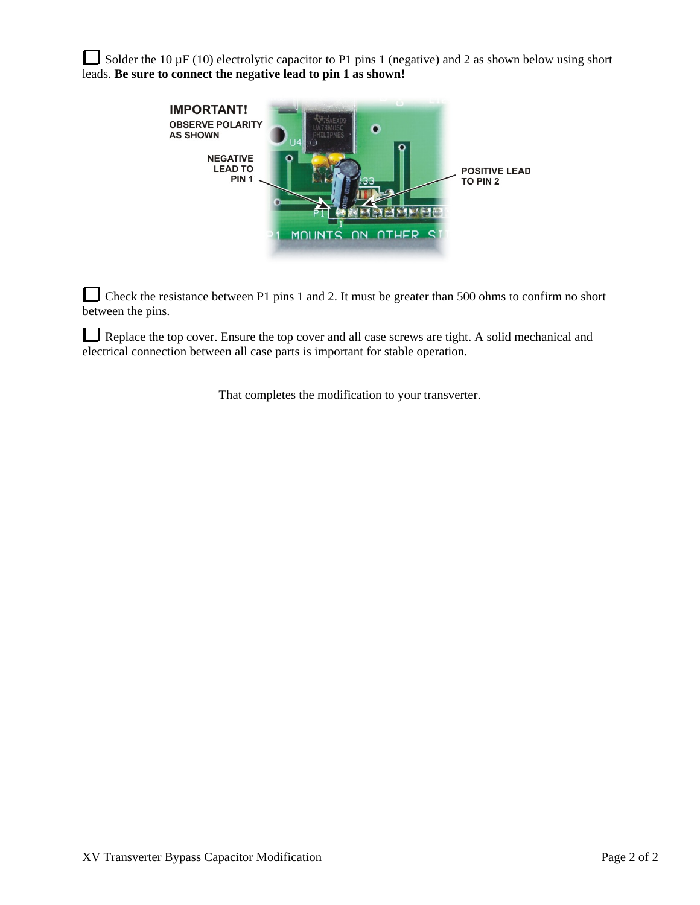☐ Solder the 10 µF (10) electrolytic capacitor to P1 pins 1 (negative) and 2 as shown below using short leads. **Be sure to connect the negative lead to pin 1 as shown!**

**IMPORTANT!**
**OBSERVE POLARITY AS SHOWN**

**NEGATIVE LEAD TO PIN 1**

**POSITIVE LEAD TO PIN 2**

☐ Check the resistance between P1 pins 1 and 2. It must be greater than 500 ohms to confirm no short between the pins.

☐ Replace the top cover. Ensure the top cover and all case screws are tight. A solid mechanical and electrical connection between all case parts is important for stable operation.

That completes the modification to your transverter.